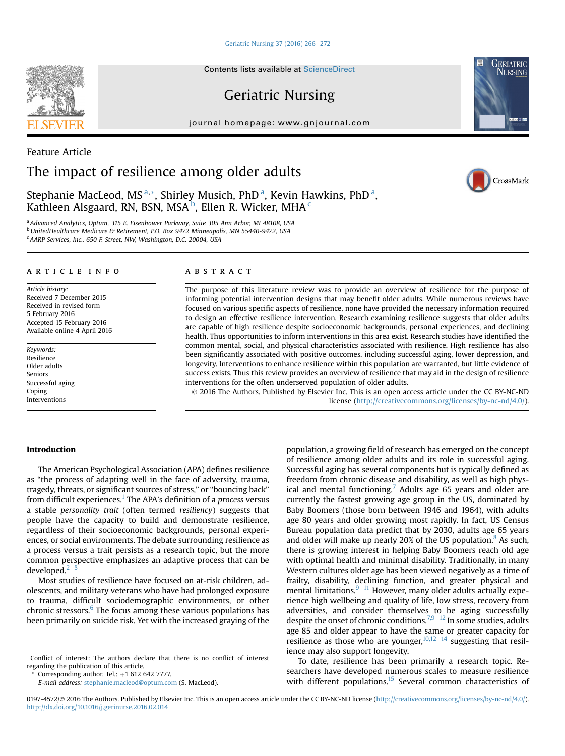Feature Article

# The impact of resilience among older adults

Stephanie MacLeod, MS [a,*], Shirley Musich, PhD [a], Kevin Hawkins, PhD [a], Kathleen Alsgaard, RN, BSN, MSA [b], Ellen R. Wicker, MHA [c]

[a] Advanced Analytics, Optum, 315 E. Eisenhower Parkway, Suite 305 Ann Arbor, MI 48108, USA
[b] UnitedHealthcare Medicare & Retirement, P.O. Box 9472 Minneapolis, MN 55440-9472, USA
[c] AARP Services, Inc., 650 F. Street, NW, Washington, D.C. 20004, USA

## ARTICLE INFO

*Article history:*
Received 7 December 2015
Received in revised form
5 February 2016
Accepted 15 February 2016
Available online 4 April 2016

*Keywords:*
Resilience
Older adults
Seniors
Successful aging
Coping
Interventions

## ABSTRACT

The purpose of this literature review was to provide an overview of resilience for the purpose of informing potential intervention designs that may benefit older adults. While numerous reviews have focused on various specific aspects of resilience, none have provided the necessary information required to design an effective resilience intervention. Research examining resilience suggests that older adults are capable of high resilience despite socioeconomic backgrounds, personal experiences, and declining health. Thus opportunities to inform interventions in this area exist. Research studies have identified the common mental, social, and physical characteristics associated with resilience. High resilience has also been significantly associated with positive outcomes, including successful aging, lower depression, and longevity. Interventions to enhance resilience within this population are warranted, but little evidence of success exists. Thus this review provides an overview of resilience that may aid in the design of resilience interventions for the often underserved population of older adults.

© 2016 The Authors. Published by Elsevier Inc. This is an open access article under the CC BY-NC-ND license (http://creativecommons.org/licenses/by-nc-nd/4.0/).

## Introduction

The American Psychological Association (APA) defines resilience as "the process of adapting well in the face of adversity, trauma, tragedy, threats, or significant sources of stress," or "bouncing back" from difficult experiences.[1] The APA's definition of a *process* versus a stable *personality trait* (often termed *resiliency*) suggests that people have the capacity to build and demonstrate resilience, regardless of their socioeconomic backgrounds, personal experiences, or social environments. The debate surrounding resilience as a process versus a trait persists as a research topic, but the more common perspective emphasizes an adaptive process that can be developed.[2–5]

Most studies of resilience have focused on at-risk children, adolescents, and military veterans who have had prolonged exposure to trauma, difficult sociodemographic environments, or other chronic stressors.[6] The focus among these various populations has been primarily on suicide risk. Yet with the increased graying of the population, a growing field of research has emerged on the concept of resilience among older adults and its role in successful aging. Successful aging has several components but is typically defined as freedom from chronic disease and disability, as well as high physical and mental functioning.[7] Adults age 65 years and older are currently the fastest growing age group in the US, dominated by Baby Boomers (those born between 1946 and 1964), with adults age 80 years and older growing most rapidly. In fact, US Census Bureau population data predict that by 2030, adults age 65 years and older will make up nearly 20% of the US population.[8] As such, there is growing interest in helping Baby Boomers reach old age with optimal health and minimal disability. Traditionally, in many Western cultures older age has been viewed negatively as a time of frailty, disability, declining function, and greater physical and mental limitations.[9–11] However, many older adults actually experience high wellbeing and quality of life, low stress, recovery from adversities, and consider themselves to be aging successfully despite the onset of chronic conditions.[7,9–12] In some studies, adults age 85 and older appear to have the same or greater capacity for resilience as those who are younger,[10,12–14] suggesting that resilience may also support longevity.

To date, resilience has been primarily a research topic. Researchers have developed numerous scales to measure resilience with different populations.[15] Several common characteristics of

Conflict of interest: The authors declare that there is no conflict of interest regarding the publication of this article.

\* Corresponding author. Tel.: +1 612 642 7777.
*E-mail address:* stephanie.macleod@optum.com (S. MacLeod).

0197-4572/© 2016 The Authors. Published by Elsevier Inc. This is an open access article under the CC BY-NC-ND license (http://creativecommons.org/licenses/by-nc-nd/4.0/).
http://dx.doi.org/10.1016/j.gerinurse.2016.02.014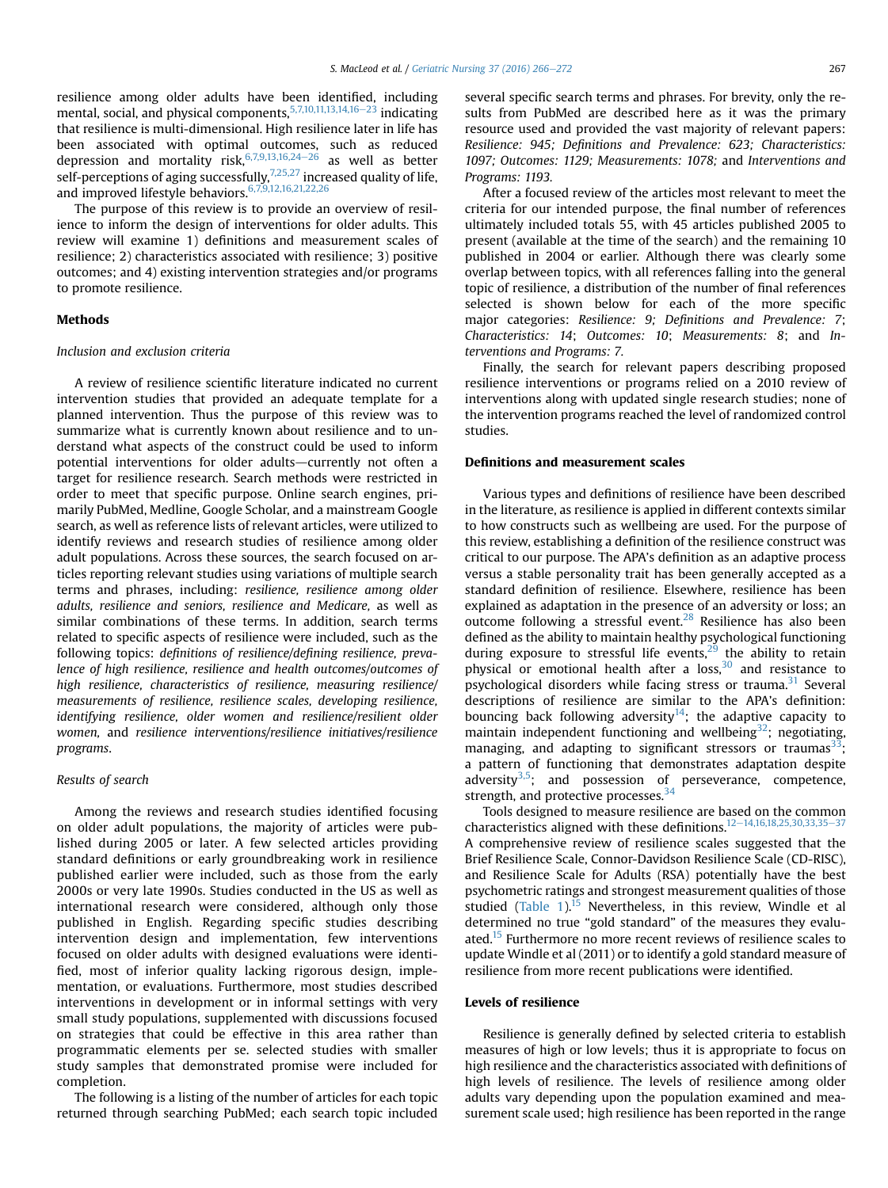resilience among older adults have been identified, including mental, social, and physical components,[5,7,10,11,13,14,16–23] indicating that resilience is multi-dimensional. High resilience later in life has been associated with optimal outcomes, such as reduced depression and mortality risk,[6,7,9,13,16,24–26] as well as better self-perceptions of aging successfully,[7,25,27] increased quality of life, and improved lifestyle behaviors.[6,7,9,12,16,21,22,26]

The purpose of this review is to provide an overview of resilience to inform the design of interventions for older adults. This review will examine 1) definitions and measurement scales of resilience; 2) characteristics associated with resilience; 3) positive outcomes; and 4) existing intervention strategies and/or programs to promote resilience.

## Methods

### Inclusion and exclusion criteria

A review of resilience scientific literature indicated no current intervention studies that provided an adequate template for a planned intervention. Thus the purpose of this review was to summarize what is currently known about resilience and to understand what aspects of the construct could be used to inform potential interventions for older adults—currently not often a target for resilience research. Search methods were restricted in order to meet that specific purpose. Online search engines, primarily PubMed, Medline, Google Scholar, and a mainstream Google search, as well as reference lists of relevant articles, were utilized to identify reviews and research studies of resilience among older adult populations. Across these sources, the search focused on articles reporting relevant studies using variations of multiple search terms and phrases, including: *resilience, resilience among older adults, resilience and seniors, resilience and Medicare,* as well as similar combinations of these terms. In addition, search terms related to specific aspects of resilience were included, such as the following topics: *definitions of resilience/defining resilience, prevalence of high resilience, resilience and health outcomes/outcomes of high resilience, characteristics of resilience, measuring resilience/measurements of resilience, resilience scales, developing resilience, identifying resilience, older women and resilience/resilient older women,* and *resilience interventions/resilience initiatives/resilience programs*.

### Results of search

Among the reviews and research studies identified focusing on older adult populations, the majority of articles were published during 2005 or later. A few selected articles providing standard definitions or early groundbreaking work in resilience published earlier were included, such as those from the early 2000s or very late 1990s. Studies conducted in the US as well as international research were considered, although only those published in English. Regarding specific studies describing intervention design and implementation, few interventions focused on older adults with designed evaluations were identified, most of inferior quality lacking rigorous design, implementation, or evaluations. Furthermore, most studies described interventions in development or in informal settings with very small study populations, supplemented with discussions focused on strategies that could be effective in this area rather than programmatic elements per se. selected studies with smaller study samples that demonstrated promise were included for completion.

The following is a listing of the number of articles for each topic returned through searching PubMed; each search topic included several specific search terms and phrases. For brevity, only the results from PubMed are described here as it was the primary resource used and provided the vast majority of relevant papers: *Resilience: 945; Definitions and Prevalence: 623; Characteristics: 1097; Outcomes: 1129; Measurements: 1078;* and *Interventions and Programs: 1193.*

After a focused review of the articles most relevant to meet the criteria for our intended purpose, the final number of references ultimately included totals 55, with 45 articles published 2005 to present (available at the time of the search) and the remaining 10 published in 2004 or earlier. Although there was clearly some overlap between topics, with all references falling into the general topic of resilience, a distribution of the number of final references selected is shown below for each of the more specific major categories: *Resilience: 9*; *Definitions and Prevalence: 7*; *Characteristics: 14*; *Outcomes: 10*; *Measurements: 8*; and *Interventions and Programs: 7*.

Finally, the search for relevant papers describing proposed resilience interventions or programs relied on a 2010 review of interventions along with updated single research studies; none of the intervention programs reached the level of randomized control studies.

## Definitions and measurement scales

Various types and definitions of resilience have been described in the literature, as resilience is applied in different contexts similar to how constructs such as wellbeing are used. For the purpose of this review, establishing a definition of the resilience construct was critical to our purpose. The APA's definition as an adaptive process versus a stable personality trait has been generally accepted as a standard definition of resilience. Elsewhere, resilience has been explained as adaptation in the presence of an adversity or loss; an outcome following a stressful event.[28] Resilience has also been defined as the ability to maintain healthy psychological functioning during exposure to stressful life events,[29] the adaptive capacity to retain physical or emotional health after a loss,[30] and resistance to psychological disorders while facing stress or trauma.[31] Several descriptions of resilience are similar to the APA's definition: bouncing back following adversity[14]; the adaptive capacity to maintain independent functioning and wellbeing[32]; negotiating, managing, and adapting to significant stressors or traumas[33]; a pattern of functioning that demonstrates adaptation despite adversity[3,5]; and possession of perseverance, competence, strength, and protective processes.[34]

Tools designed to measure resilience are based on the common characteristics aligned with these definitions.[12–14,16,18,25,30,33,35–37] A comprehensive review of resilience scales suggested that the Brief Resilience Scale, Connor-Davidson Resilience Scale (CD-RISC), and Resilience Scale for Adults (RSA) potentially have the best psychometric ratings and strongest measurement qualities of those studied (Table 1).[15] Nevertheless, in this review, Windle et al determined no true "gold standard" of the measures they evaluated.[15] Furthermore no more recent reviews of resilience scales to update Windle et al (2011) or to identify a gold standard measure of resilience from more recent publications were identified.

## Levels of resilience

Resilience is generally defined by selected criteria to establish measures of high or low levels; thus it is appropriate to focus on high resilience and the characteristics associated with definitions of high levels of resilience. The levels of resilience among older adults vary depending upon the population examined and measurement scale used; high resilience has been reported in the range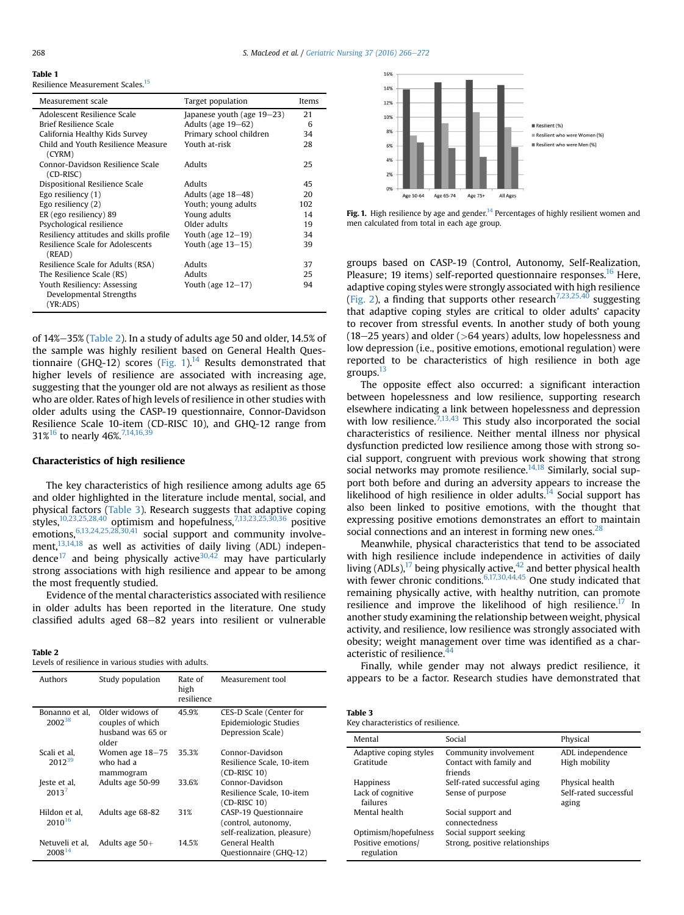**Table 1**
Resilience Measurement Scales.[15]

| Measurement scale | Target population | Items |
|---|---|---|
| Adolescent Resilience Scale | Japanese youth (age 19–23) | 21 |
| Brief Resilience Scale | Adults (age 19–62) | 6 |
| California Healthy Kids Survey | Primary school children | 34 |
| Child and Youth Resilience Measure (CYRM) | Youth at-risk | 28 |
| Connor-Davidson Resilience Scale (CD-RISC) | Adults | 25 |
| Dispositional Resilience Scale | Adults | 45 |
| Ego resiliency (1) | Adults (age 18–48) | 20 |
| Ego resiliency (2) | Youth; young adults | 102 |
| ER (ego resiliency) 89 | Young adults | 14 |
| Psychological resilience | Older adults | 19 |
| Resiliency attitudes and skills profile | Youth (age 12–19) | 34 |
| Resilience Scale for Adolescents (READ) | Youth (age 13–15) | 39 |
| Resilience Scale for Adults (RSA) | Adults | 37 |
| The Resilience Scale (RS) | Adults | 25 |
| Youth Resiliency: Assessing Developmental Strengths (YR:ADS) | Youth (age 12–17) | 94 |

of 14%–35% (Table 2). In a study of adults age 50 and older, 14.5% of the sample was highly resilient based on General Health Questionnaire (GHQ-12) scores (Fig. 1).[14] Results demonstrated that higher levels of resilience are associated with increasing age, suggesting that the younger old are not always as resilient as those who are older. Rates of high levels of resilience in other studies with older adults using the CASP-19 questionnaire, Connor-Davidson Resilience Scale 10-item (CD-RISC 10), and GHQ-12 range from 31%[16] to nearly 46%.[7,14,16,39]

## Characteristics of high resilience

The key characteristics of high resilience among adults age 65 and older highlighted in the literature include mental, social, and physical factors (Table 3). Research suggests that adaptive coping styles,[10,23,25,28,40] optimism and hopefulness,[7,13,23,25,30,36] positive emotions,[6,13,24,25,28,30,41] social support and community involvement,[13,14,18] as well as activities of daily living (ADL) independence[17] and being physically active[30,42] may have particularly strong associations with high resilience and appear to be among the most frequently studied.

Evidence of the mental characteristics associated with resilience in older adults has been reported in the literature. One study classified adults aged 68–82 years into resilient or vulnerable groups based on CASP-19 (Control, Autonomy, Self-Realization, Pleasure; 19 items) self-reported questionnaire responses.[16] Here, adaptive coping styles were strongly associated with high resilience (Fig. 2), a finding that supports other research[7,23,25,40] suggesting that adaptive coping styles are critical to older adults' capacity to recover from stressful events. In another study of both young (18–25 years) and older (>64 years) adults, low hopelessness and low depression (i.e., positive emotions, emotional regulation) were reported to be characteristics of high resilience in both age groups.[13]

**Table 2**
Levels of resilience in various studies with adults.

| Authors | Study population | Rate of high resilience | Measurement tool |
|---|---|---|---|
| Bonanno et al, 2002[38] | Older widows of couples of which husband was 65 or older | 45.9% | CES-D Scale (Center for Epidemiologic Studies Depression Scale) |
| Scali et al, 2012[39] | Women age 18–75 who had a mammogram | 35.3% | Connor-Davidson Resilience Scale, 10-item (CD-RISC 10) |
| Jeste et al, 2013[7] | Adults age 50-99 | 33.6% | Connor-Davidson Resilience Scale, 10-item (CD-RISC 10) |
| Hildon et al, 2010[16] | Adults age 68-82 | 31% | CASP-19 Questionnaire (control, autonomy, self-realization, pleasure) |
| Netuveli et al, 2008[14] | Adults age 50+ | 14.5% | General Health Questionnaire (GHQ-12) |

**Fig. 1.** High resilience by age and gender.[14] Percentages of highly resilient women and men calculated from total in each age group.

The opposite effect also occurred: a significant interaction between hopelessness and low resilience, supporting research elsewhere indicating a link between hopelessness and depression with low resilience.[7,13,43] This study also incorporated the social characteristics of resilience. Neither mental illness nor physical dysfunction predicted low resilience among those with strong social support, congruent with previous work showing that strong social networks may promote resilience.[14,18] Similarly, social support both before and during an adversity appears to increase the likelihood of high resilience in older adults.[14] Social support has also been linked to positive emotions, with the thought that expressing positive emotions demonstrates an effort to maintain social connections and an interest in forming new ones.[28]

Meanwhile, physical characteristics that tend to be associated with high resilience include independence in activities of daily living (ADLs),[17] being physically active,[42] and better physical health with fewer chronic conditions.[6,17,30,44,45] One study indicated that remaining physically active, with healthy nutrition, can promote resilience and improve the likelihood of high resilience.[17] In another study examining the relationship between weight, physical activity, and resilience, low resilience was strongly associated with obesity; weight management over time was identified as a characteristic of resilience.[44]

Finally, while gender may not always predict resilience, it appears to be a factor. Research studies have demonstrated that

**Table 3**
Key characteristics of resilience.

| Mental | Social | Physical |
|---|---|---|
| Adaptive coping styles | Community involvement | ADL independence |
| Gratitude | Contact with family and friends | High mobility |
| Happiness | Self-rated successful aging | Physical health |
| Lack of cognitive failures | Sense of purpose | Self-rated successful aging |
| Mental health | Social support and connectedness | |
| Optimism/hopefulness | Social support seeking | |
| Positive emotions/regulation | Strong, positive relationships | |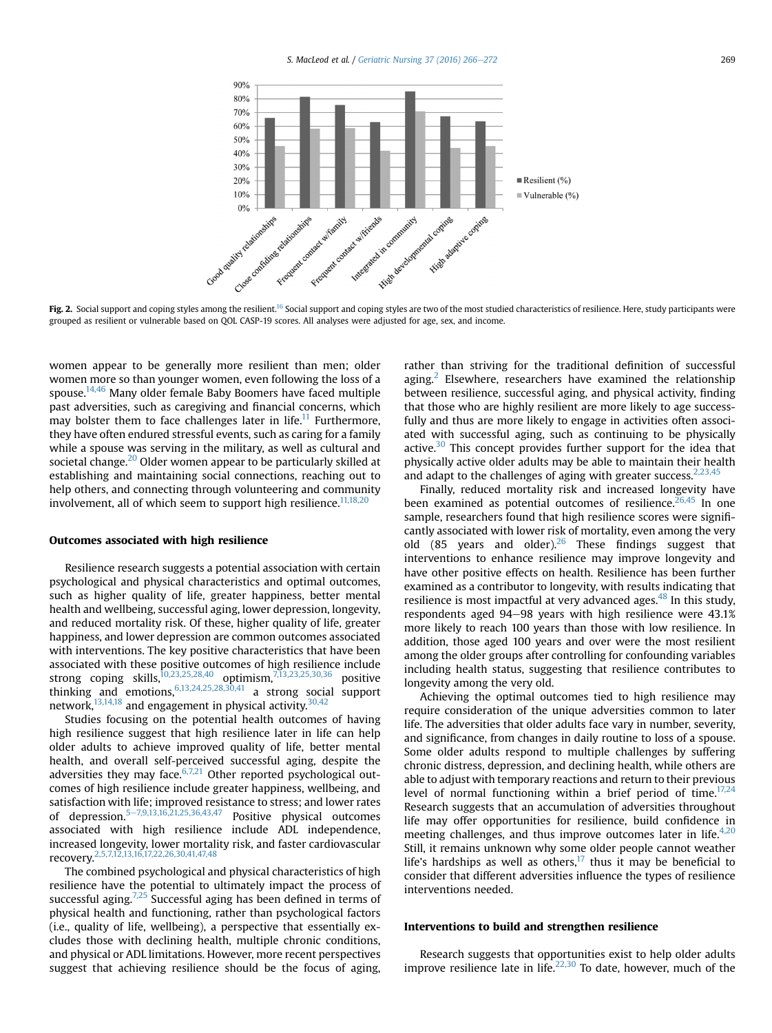Fig. 2. Social support and coping styles among the resilient.[16] Social support and coping styles are two of the most studied characteristics of resilience. Here, study participants were grouped as resilient or vulnerable based on QOL CASP-19 scores. All analyses were adjusted for age, sex, and income.

women appear to be generally more resilient than men; older women more so than younger women, even following the loss of a spouse.[14,46] Many older female Baby Boomers have faced multiple past adversities, such as caregiving and financial concerns, which may bolster them to face challenges later in life.[11] Furthermore, they have often endured stressful events, such as caring for a family while a spouse was serving in the military, as well as cultural and societal change.[20] Older women appear to be particularly skilled at establishing and maintaining social connections, reaching out to help others, and connecting through volunteering and community involvement, all of which seem to support high resilience.[11,18,20]

### Outcomes associated with high resilience

Resilience research suggests a potential association with certain psychological and physical characteristics and optimal outcomes, such as higher quality of life, greater happiness, better mental health and wellbeing, successful aging, lower depression, longevity, and reduced mortality risk. Of these, higher quality of life, greater happiness, and lower depression are common outcomes associated with interventions. The key positive characteristics that have been associated with these positive outcomes of high resilience include strong coping skills,[10,23,25,28,40] optimism,[7,13,23,25,30,36] positive thinking and emotions,[6,13,24,25,28,30,41] a strong social support network,[13,14,18] and engagement in physical activity.[30,42]

Studies focusing on the potential health outcomes of having high resilience suggest that high resilience later in life can help older adults to achieve improved quality of life, better mental health, and overall self-perceived successful aging, despite the adversities they may face.[6,7,21] Other reported psychological outcomes of high resilience include greater happiness, wellbeing, and satisfaction with life; improved resistance to stress; and lower rates of depression.[5–7,9,13,16,21,25,36,43,47] Positive physical outcomes associated with high resilience include ADL independence, increased longevity, lower mortality risk, and faster cardiovascular recovery.[2,5,7,12,13,16,17,22,26,30,41,47,48]

The combined psychological and physical characteristics of high resilience have the potential to ultimately impact the process of successful aging.[7,25] Successful aging has been defined in terms of physical health and functioning, rather than psychological factors (i.e., quality of life, wellbeing), a perspective that essentially excludes those with declining health, multiple chronic conditions, and physical or ADL limitations. However, more recent perspectives suggest that achieving resilience should be the focus of aging, rather than striving for the traditional definition of successful aging.[2] Elsewhere, researchers have examined the relationship between resilience, successful aging, and physical activity, finding that those who are highly resilient are more likely to age successfully and thus are more likely to engage in activities often associated with successful aging, such as continuing to be physically active.[30] This concept provides further support for the idea that physically active older adults may be able to maintain their health and adapt to the challenges of aging with greater success.[2,23,45]

Finally, reduced mortality risk and increased longevity have been examined as potential outcomes of resilience.[26,45] In one sample, researchers found that high resilience scores were significantly associated with lower risk of mortality, even among the very old (85 years and older).[26] These findings suggest that interventions to enhance resilience may improve longevity and have other positive effects on health. Resilience has been further examined as a contributor to longevity, with results indicating that resilience is most impactful at very advanced ages.[48] In this study, respondents aged 94–98 years with high resilience were 43.1% more likely to reach 100 years than those with low resilience. In addition, those aged 100 years and over were the most resilient among the older groups after controlling for confounding variables including health status, suggesting that resilience contributes to longevity among the very old.

Achieving the optimal outcomes tied to high resilience may require consideration of the unique adversities common to later life. The adversities that older adults face vary in number, severity, and significance, from changes in daily routine to loss of a spouse. Some older adults respond to multiple challenges by suffering chronic distress, depression, and declining health, while others are able to adjust with temporary reactions and return to their previous level of normal functioning within a brief period of time.[17,24] Research suggests that an accumulation of adversities throughout life may offer opportunities for resilience, build confidence in meeting challenges, and thus improve outcomes later in life.[4,20] Still, it remains unknown why some older people cannot weather life's hardships as well as others,[17] thus it may be beneficial to consider that different adversities influence the types of resilience interventions needed.

### Interventions to build and strengthen resilience

Research suggests that opportunities exist to help older adults improve resilience late in life.[22,30] To date, however, much of the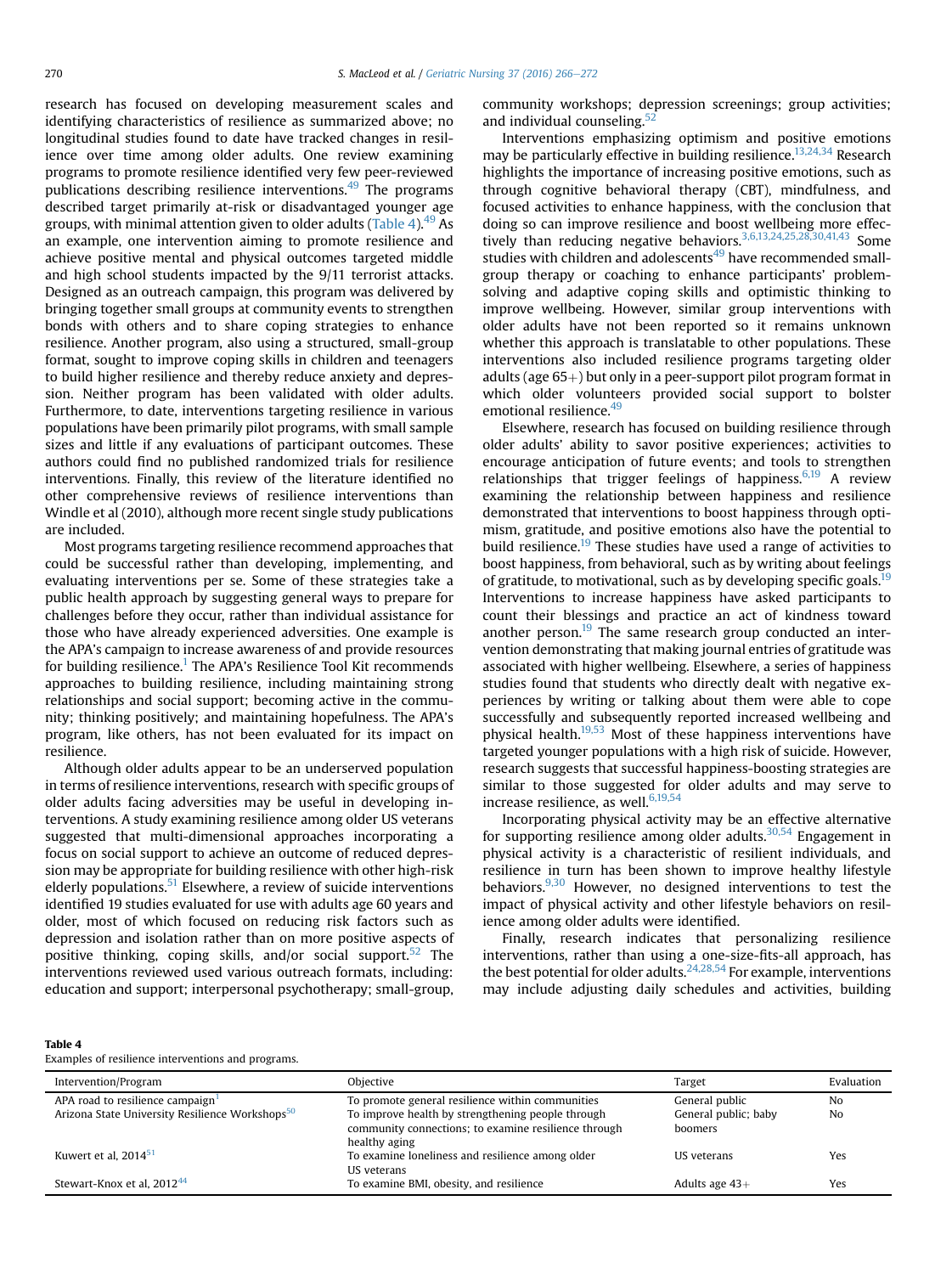research has focused on developing measurement scales and identifying characteristics of resilience as summarized above; no longitudinal studies found to date have tracked changes in resilience over time among older adults. One review examining programs to promote resilience identified very few peer-reviewed publications describing resilience interventions.[49] The programs described target primarily at-risk or disadvantaged younger age groups, with minimal attention given to older adults (Table 4).[49] As an example, one intervention aiming to promote resilience and achieve positive mental and physical outcomes targeted middle and high school students impacted by the 9/11 terrorist attacks. Designed as an outreach campaign, this program was delivered by bringing together small groups at community events to strengthen bonds with others and to share coping strategies to enhance resilience. Another program, also using a structured, small-group format, sought to improve coping skills in children and teenagers to build higher resilience and thereby reduce anxiety and depression. Neither program has been validated with older adults. Furthermore, to date, interventions targeting resilience in various populations have been primarily pilot programs, with small sample sizes and little if any evaluations of participant outcomes. These authors could find no published randomized trials for resilience interventions. Finally, this review of the literature identified no other comprehensive reviews of resilience interventions than Windle et al (2010), although more recent single study publications are included.

Most programs targeting resilience recommend approaches that could be successful rather than developing, implementing, and evaluating interventions per se. Some of these strategies take a public health approach by suggesting general ways to prepare for challenges before they occur, rather than individual assistance for those who have already experienced adversities. One example is the APA's campaign to increase awareness of and provide resources for building resilience.[1] The APA's Resilience Tool Kit recommends approaches to building resilience, including maintaining strong relationships and social support; becoming active in the community; thinking positively; and maintaining hopefulness. The APA's program, like others, has not been evaluated for its impact on resilience.

Although older adults appear to be an underserved population in terms of resilience interventions, research with specific groups of older adults facing adversities may be useful in developing interventions. A study examining resilience among older US veterans suggested that multi-dimensional approaches incorporating a focus on social support to achieve an outcome of reduced depression may be appropriate for building resilience with other high-risk elderly populations.[51] Elsewhere, a review of suicide interventions identified 19 studies evaluated for use with adults age 60 years and older, most of which focused on reducing risk factors such as depression and isolation rather than on more positive aspects of positive thinking, coping skills, and/or social support.[52] The interventions reviewed used various outreach formats, including: education and support; interpersonal psychotherapy; small-group, community workshops; depression screenings; group activities; and individual counseling.[52]

Interventions emphasizing optimism and positive emotions may be particularly effective in building resilience.[13,24,34] Research highlights the importance of increasing positive emotions, such as through cognitive behavioral therapy (CBT), mindfulness, and focused activities to enhance happiness, with the conclusion that doing so can improve resilience and boost wellbeing more effectively than reducing negative behaviors.[3,6,13,24,25,28,30,41,43] Some studies with children and adolescents[49] have recommended small-group therapy or coaching to enhance participants' problem-solving and adaptive coping skills and optimistic thinking to improve wellbeing. However, similar group interventions with older adults have not been reported so it remains unknown whether this approach is translatable to other populations. These interventions also included resilience programs targeting older adults (age 65+) but only in a peer-support pilot program format in which older volunteers provided social support to bolster emotional resilience.[49]

Elsewhere, research has focused on building resilience through older adults' ability to savor positive experiences; activities to encourage anticipation of future events; and tools to strengthen relationships that trigger feelings of happiness.[6,19] A review examining the relationship between happiness and resilience demonstrated that interventions to boost happiness through optimism, gratitude, and positive emotions also have the potential to build resilience.[19] These studies have used a range of activities to boost happiness, from behavioral, such as by writing about feelings of gratitude, to motivational, such as by developing specific goals.[19] Interventions to increase happiness have asked participants to count their blessings and practice an act of kindness toward another person.[19] The same research group conducted an intervention demonstrating that making journal entries of gratitude was associated with higher wellbeing. Elsewhere, a series of happiness studies found that students who directly dealt with negative experiences by writing or talking about them were able to cope successfully and subsequently reported increased wellbeing and physical health.[19,53] Most of these happiness interventions have targeted younger populations with a high risk of suicide. However, research suggests that successful happiness-boosting strategies are similar to those suggested for older adults and may serve to increase resilience, as well.[6,19,54]

Incorporating physical activity may be an effective alternative for supporting resilience among older adults.[30,54] Engagement in physical activity is a characteristic of resilient individuals, and resilience in turn has been shown to improve healthy lifestyle behaviors.[9,30] However, no designed interventions to test the impact of physical activity and other lifestyle behaviors on resilience among older adults were identified.

Finally, research indicates that personalizing resilience interventions, rather than using a one-size-fits-all approach, has the best potential for older adults.[24,28,54] For example, interventions may include adjusting daily schedules and activities, building

**Table 4**
Examples of resilience interventions and programs.

| Intervention/Program | Objective | Target | Evaluation |
|---|---|---|---|
| APA road to resilience campaign[1] | To promote general resilience within communities | General public | No |
| Arizona State University Resilience Workshops[50] | To improve health by strengthening people through community connections; to examine resilience through healthy aging | General public; baby boomers | No |
| Kuwert et al, 2014[51] | To examine loneliness and resilience among older US veterans | US veterans | Yes |
| Stewart-Knox et al, 2012[44] | To examine BMI, obesity, and resilience | Adults age 43+ | Yes |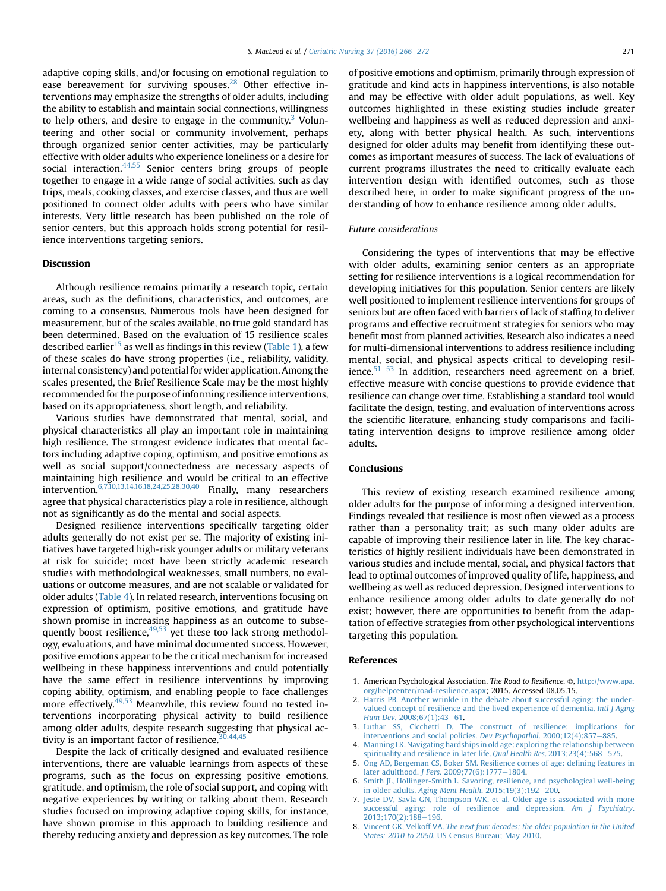adaptive coping skills, and/or focusing on emotional regulation to ease bereavement for surviving spouses.[28] Other effective interventions may emphasize the strengths of older adults, including the ability to establish and maintain social connections, willingness to help others, and desire to engage in the community.[3] Volunteering and other social or community involvement, perhaps through organized senior center activities, may be particularly effective with older adults who experience loneliness or a desire for social interaction.[44,55] Senior centers bring groups of people together to engage in a wide range of social activities, such as day trips, meals, cooking classes, and exercise classes, and thus are well positioned to connect older adults with peers who have similar interests. Very little research has been published on the role of senior centers, but this approach holds strong potential for resilience interventions targeting seniors.

## Discussion

Although resilience remains primarily a research topic, certain areas, such as the definitions, characteristics, and outcomes, are coming to a consensus. Numerous tools have been designed for measurement, but of the scales available, no true gold standard has been determined. Based on the evaluation of 15 resilience scales described earlier[15] as well as findings in this review (Table 1), a few of these scales do have strong properties (i.e., reliability, validity, internal consistency) and potential for wider application. Among the scales presented, the Brief Resilience Scale may be the most highly recommended for the purpose of informing resilience interventions, based on its appropriateness, short length, and reliability.

Various studies have demonstrated that mental, social, and physical characteristics all play an important role in maintaining high resilience. The strongest evidence indicates that mental factors including adaptive coping, optimism, and positive emotions as well as social support/connectedness are necessary aspects of maintaining high resilience and would be critical to an effective intervention.[6,7,10,13,14,16,18,24,25,28,30,40] Finally, many researchers agree that physical characteristics play a role in resilience, although not as significantly as do the mental and social aspects.

Designed resilience interventions specifically targeting older adults generally do not exist per se. The majority of existing initiatives have targeted high-risk younger adults or military veterans at risk for suicide; most have been strictly academic research studies with methodological weaknesses, small numbers, no evaluations or outcome measures, and are not scalable or validated for older adults (Table 4). In related research, interventions focusing on expression of optimism, positive emotions, and gratitude have shown promise in increasing happiness as an outcome to subsequently boost resilience,[49,53] yet these too lack strong methodology, evaluations, and have minimal documented success. However, positive emotions appear to be the critical mechanism for increased wellbeing in these happiness interventions and could potentially have the same effect in resilience interventions by improving coping ability, optimism, and enabling people to face challenges more effectively.[49,53] Meanwhile, this review found no tested interventions incorporating physical activity to build resilience among older adults, despite research suggesting that physical activity is an important factor of resilience.[30,44,45]

Despite the lack of critically designed and evaluated resilience interventions, there are valuable learnings from aspects of these programs, such as the focus on expressing positive emotions, gratitude, and optimism, the role of social support, and coping with negative experiences by writing or talking about them. Research studies focused on improving adaptive coping skills, for instance, have shown promise in this approach to building resilience and thereby reducing anxiety and depression as key outcomes. The role of positive emotions and optimism, primarily through expression of gratitude and kind acts in happiness interventions, is also notable and may be effective with older adult populations, as well. Key outcomes highlighted in these existing studies include greater wellbeing and happiness as well as reduced depression and anxiety, along with better physical health. As such, interventions designed for older adults may benefit from identifying these outcomes as important measures of success. The lack of evaluations of current programs illustrates the need to critically evaluate each intervention design with identified outcomes, such as those described here, in order to make significant progress of the understanding of how to enhance resilience among older adults.

### Future considerations

Considering the types of interventions that may be effective with older adults, examining senior centers as an appropriate setting for resilience interventions is a logical recommendation for developing initiatives for this population. Senior centers are likely well positioned to implement resilience interventions for groups of seniors but are often faced with barriers of lack of staffing to deliver programs and effective recruitment strategies for seniors who may benefit most from planned activities. Research also indicates a need for multi-dimensional interventions to address resilience including mental, social, and physical aspects critical to developing resilience.[51–53] In addition, researchers need agreement on a brief, effective measure with concise questions to provide evidence that resilience can change over time. Establishing a standard tool would facilitate the design, testing, and evaluation of interventions across the scientific literature, enhancing study comparisons and facilitating intervention designs to improve resilience among older adults.

## Conclusions

This review of existing research examined resilience among older adults for the purpose of informing a designed intervention. Findings revealed that resilience is most often viewed as a process rather than a personality trait; as such many older adults are capable of improving their resilience later in life. The key characteristics of highly resilient individuals have been demonstrated in various studies and include mental, social, and physical factors that lead to optimal outcomes of improved quality of life, happiness, and wellbeing as well as reduced depression. Designed interventions to enhance resilience among older adults to date generally do not exist; however, there are opportunities to benefit from the adaptation of effective strategies from other psychological interventions targeting this population.

## References

1. American Psychological Association. *The Road to Resilience*. ©, http://www.apa.org/helpcenter/road-resilience.aspx; 2015. Accessed 08.05.15.
2. Harris PB. Another wrinkle in the debate about successful aging: the undervalued concept of resilience and the lived experience of dementia. *Intl J Aging Hum Dev*. 2008;67(1):43–61.
3. Luthar SS, Cicchetti D. The construct of resilience: implications for interventions and social policies. *Dev Psychopathol*. 2000;12(4):857–885.
4. Manning LK. Navigating hardships in old age: exploring the relationship between spirituality and resilience in later life. *Qual Health Res*. 2013;23(4):568–575.
5. Ong AD, Bergeman CS, Boker SM. Resilience comes of age: defining features in later adulthood. *J Pers*. 2009;77(6):1777–1804.
6. Smith JL, Hollinger-Smith L. Savoring, resilience, and psychological well-being in older adults. *Aging Ment Health*. 2015;19(3):192–200.
7. Jeste DV, Savla GN, Thompson WK, et al. Older age is associated with more successful aging: role of resilience and depression. *Am J Psychiatry*. 2013;170(2):188–196.
8. Vincent GK, Velkoff VA. *The next four decades: the older population in the United States: 2010 to 2050*. US Census Bureau; May 2010.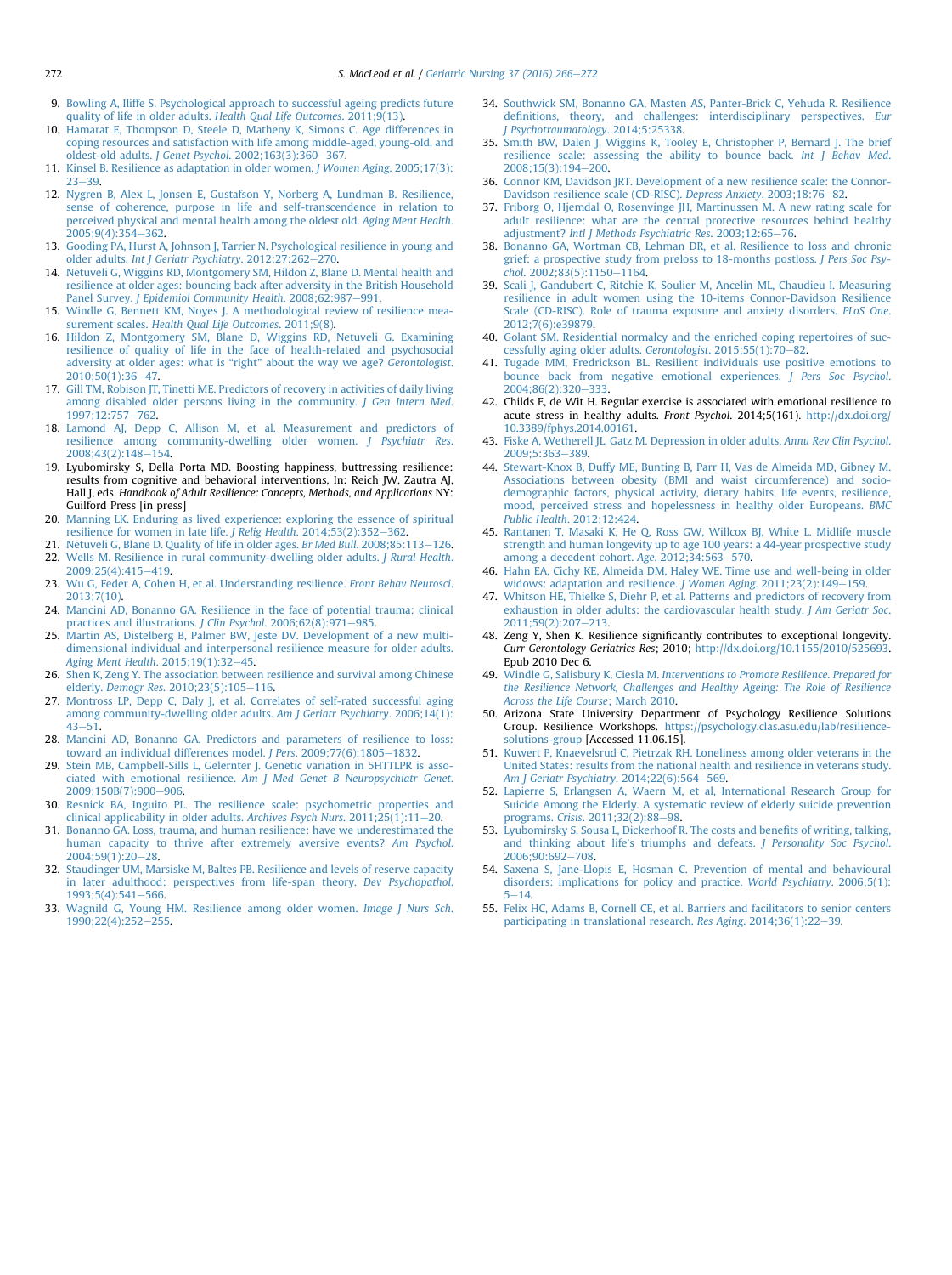9. Bowling A, Iliffe S. Psychological approach to successful ageing predicts future quality of life in older adults. *Health Qual Life Outcomes*. 2011;9(13).
10. Hamarat E, Thompson D, Steele D, Matheny K, Simons C. Age differences in coping resources and satisfaction with life among middle-aged, young-old, and oldest-old adults. *J Genet Psychol*. 2002;163(3):360–367.
11. Kinsel B. Resilience as adaptation in older women. *J Women Aging*. 2005;17(3): 23–39.
12. Nygren B, Alex L, Jonsen E, Gustafson Y, Norberg A, Lundman B. Resilience, sense of coherence, purpose in life and self-transcendence in relation to perceived physical and mental health among the oldest old. *Aging Ment Health*. 2005;9(4):354–362.
13. Gooding PA, Hurst A, Johnson J, Tarrier N. Psychological resilience in young and older adults. *Int J Geriatr Psychiatry*. 2012;27:262–270.
14. Netuveli G, Wiggins RD, Montgomery SM, Hildon Z, Blane D. Mental health and resilience at older ages: bouncing back after adversity in the British Household Panel Survey. *J Epidemiol Community Health*. 2008;62:987–991.
15. Windle G, Bennett KM, Noyes J. A methodological review of resilience measurement scales. *Health Qual Life Outcomes*. 2011;9(8).
16. Hildon Z, Montgomery SM, Blane D, Wiggins RD, Netuveli G. Examining resilience of quality of life in the face of health-related and psychosocial adversity at older ages: what is "right" about the way we age? *Gerontologist*. 2010;50(1):36–47.
17. Gill TM, Robison JT, Tinetti ME. Predictors of recovery in activities of daily living among disabled older persons living in the community. *J Gen Intern Med*. 1997;12:757–762.
18. Lamond AJ, Depp C, Allison M, et al. Measurement and predictors of resilience among community-dwelling older women. *J Psychiatr Res*. 2008;43(2):148–154.
19. Lyubomirsky S, Della Porta MD. Boosting happiness, buttressing resilience: results from cognitive and behavioral interventions, In: Reich JW, Zautra AJ, Hall J, eds. *Handbook of Adult Resilience: Concepts, Methods, and Applications* NY: Guilford Press [in press]
20. Manning LK. Enduring as lived experience: exploring the essence of spiritual resilience for women in late life. *J Relig Health*. 2014;53(2):352–362.
21. Netuveli G, Blane D. Quality of life in older ages. *Br Med Bull*. 2008;85:113–126.
22. Wells M. Resilience in rural community-dwelling older adults. *J Rural Health*. 2009;25(4):415–419.
23. Wu G, Feder A, Cohen H, et al. Understanding resilience. *Front Behav Neurosci*. 2013;7(10).
24. Mancini AD, Bonanno GA. Resilience in the face of potential trauma: clinical practices and illustrations. *J Clin Psychol*. 2006;62(8):971–985.
25. Martin AS, Distelberg B, Palmer BW, Jeste DV. Development of a new multidimensional individual and interpersonal resilience measure for older adults. *Aging Ment Health*. 2015;19(1):32–45.
26. Shen K, Zeng Y. The association between resilience and survival among Chinese elderly. *Demogr Res*. 2010;23(5):105–116.
27. Montross LP, Depp C, Daly J, et al. Correlates of self-rated successful aging among community-dwelling older adults. *Am J Geriatr Psychiatry*. 2006;14(1): 43–51.
28. Mancini AD, Bonanno GA. Predictors and parameters of resilience to loss: toward an individual differences model. *J Pers*. 2009;77(6):1805–1832.
29. Stein MB, Campbell-Sills L, Gelernter J. Genetic variation in 5HTTLPR is associated with emotional resilience. *Am J Med Genet B Neuropsychiatr Genet*. 2009;150B(7):900–906.
30. Resnick BA, Inguito PL. The resilience scale: psychometric properties and clinical applicability in older adults. *Archives Psych Nurs*. 2011;25(1):11–20.
31. Bonanno GA. Loss, trauma, and human resilience: have we underestimated the human capacity to thrive after extremely aversive events? *Am Psychol*. 2004;59(1):20–28.
32. Staudinger UM, Marsiske M, Baltes PB. Resilience and levels of reserve capacity in later adulthood: perspectives from life-span theory. *Dev Psychopathol*. 1993;5(4):541–566.
33. Wagnild G, Young HM. Resilience among older women. *Image J Nurs Sch*. 1990;22(4):252–255.
34. Southwick SM, Bonanno GA, Masten AS, Panter-Brick C, Yehuda R. Resilience definitions, theory, and challenges: interdisciplinary perspectives. *Eur J Psychotraumatology*. 2014;5:25338.
35. Smith BW, Dalen J, Wiggins K, Tooley E, Christopher P, Bernard J. The brief resilience scale: assessing the ability to bounce back. *Int J Behav Med*. 2008;15(3):194–200.
36. Connor KM, Davidson JRT. Development of a new resilience scale: the Connor-Davidson resilience scale (CD-RISC). *Depress Anxiety*. 2003;18:76–82.
37. Friborg O, Hjemdal O, Rosenvinge JH, Martinussen M. A new rating scale for adult resilience: what are the central protective resources behind healthy adjustment? *Intl J Methods Psychiatric Res*. 2003;12:65–76.
38. Bonanno GA, Wortman CB, Lehman DR, et al. Resilience to loss and chronic grief: a prospective study from preloss to 18-months postloss. *J Pers Soc Psychol*. 2002;83(5):1150–1164.
39. Scali J, Gandubert C, Ritchie K, Soulier M, Ancelin ML, Chaudieu I. Measuring resilience in adult women using the 10-items Connor-Davidson Resilience Scale (CD-RISC). Role of trauma exposure and anxiety disorders. *PLoS One*. 2012;7(6):e39879.
40. Golant SM. Residential normalcy and the enriched coping repertoires of successfully aging older adults. *Gerontologist*. 2015;55(1):70–82.
41. Tugade MM, Fredrickson BL. Resilient individuals use positive emotions to bounce back from negative emotional experiences. *J Pers Soc Psychol*. 2004;86(2):320–333.
42. Childs E, de Wit H. Regular exercise is associated with emotional resilience to acute stress in healthy adults. *Front Psychol*. 2014;5(161). http://dx.doi.org/10.3389/fphys.2014.00161.
43. Fiske A, Wetherell JL, Gatz M. Depression in older adults. *Annu Rev Clin Psychol*. 2009;5:363–389.
44. Stewart-Knox B, Duffy ME, Bunting B, Parr H, Vas de Almeida MD, Gibney M. Associations between obesity (BMI and waist circumference) and sociodemographic factors, physical activity, dietary habits, life events, resilience, mood, perceived stress and hopelessness in healthy older Europeans. *BMC Public Health*. 2012;12:424.
45. Rantanen T, Masaki K, He Q, Ross GW, Willcox BJ, White L. Midlife muscle strength and human longevity up to age 100 years: a 44-year prospective study among a decedent cohort. *Age*. 2012;34:563–570.
46. Hahn EA, Cichy KE, Almeida DM, Haley WE. Time use and well-being in older widows: adaptation and resilience. *J Women Aging*. 2011;23(2):149–159.
47. Whitson HE, Thielke S, Diehr P, et al. Patterns and predictors of recovery from exhaustion in older adults: the cardiovascular health study. *J Am Geriatr Soc*. 2011;59(2):207–213.
48. Zeng Y, Shen K. Resilience significantly contributes to exceptional longevity. *Curr Gerontology Geriatrics Res*; 2010; http://dx.doi.org/10.1155/2010/525693. Epub 2010 Dec 6.
49. Windle G, Salisbury K, Ciesla M. *Interventions to Promote Resilience. Prepared for the Resilience Network, Challenges and Healthy Ageing: The Role of Resilience Across the Life Course*; March 2010.
50. Arizona State University Department of Psychology Resilience Solutions Group. Resilience Workshops. https://psychology.clas.asu.edu/lab/resilience-solutions-group [Accessed 11.06.15].
51. Kuwert P, Knaevelsrud C, Pietrzak RH. Loneliness among older veterans in the United States: results from the national health and resilience in veterans study. *Am J Geriatr Psychiatry*. 2014;22(6):564–569.
52. Lapierre S, Erlangsen A, Waern M, et al, International Research Group for Suicide Among the Elderly. A systematic review of elderly suicide prevention programs. *Crisis*. 2011;32(2):88–98.
53. Lyubomirsky S, Sousa L, Dickerhoof R. The costs and benefits of writing, talking, and thinking about life's triumphs and defeats. *J Personality Soc Psychol*. 2006;90:692–708.
54. Saxena S, Jane-Llopis E, Hosman C. Prevention of mental and behavioural disorders: implications for policy and practice. *World Psychiatry*. 2006;5(1): 5–14.
55. Felix HC, Adams B, Cornell CE, et al. Barriers and facilitators to senior centers participating in translational research. *Res Aging*. 2014;36(1):22–39.